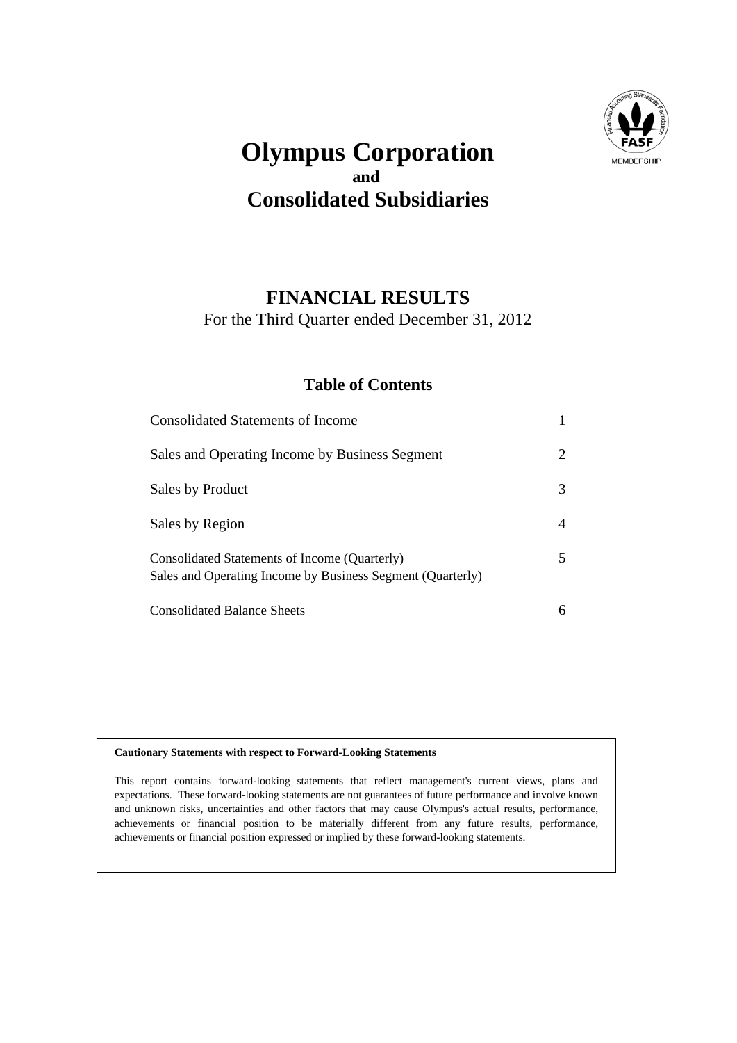# Olympus Corporation

**and**

# Consolidated Subsidiaries

## FINANCIAL RESULTS

For the Third Quarter ended December 31, 2012

### Table of Contents

| | |
|---|---|
| Consolidated Statements of Income | 1 |
| Sales and Operating Income by Business Segment | 2 |
| Sales by Product | 3 |
| Sales by Region | 4 |
| Consolidated Statements of Income (Quarterly)<br>Sales and Operating Income by Business Segment (Quarterly) | 5 |
| Consolidated Balance Sheets | 6 |

**Cautionary Statements with respect to Forward-Looking Statements**

This report contains forward-looking statements that reflect management's current views, plans and expectations. These forward-looking statements are not guarantees of future performance and involve known and unknown risks, uncertainties and other factors that may cause Olympus's actual results, performance, achievements or financial position to be materially different from any future results, performance, achievements or financial position expressed or implied by these forward-looking statements.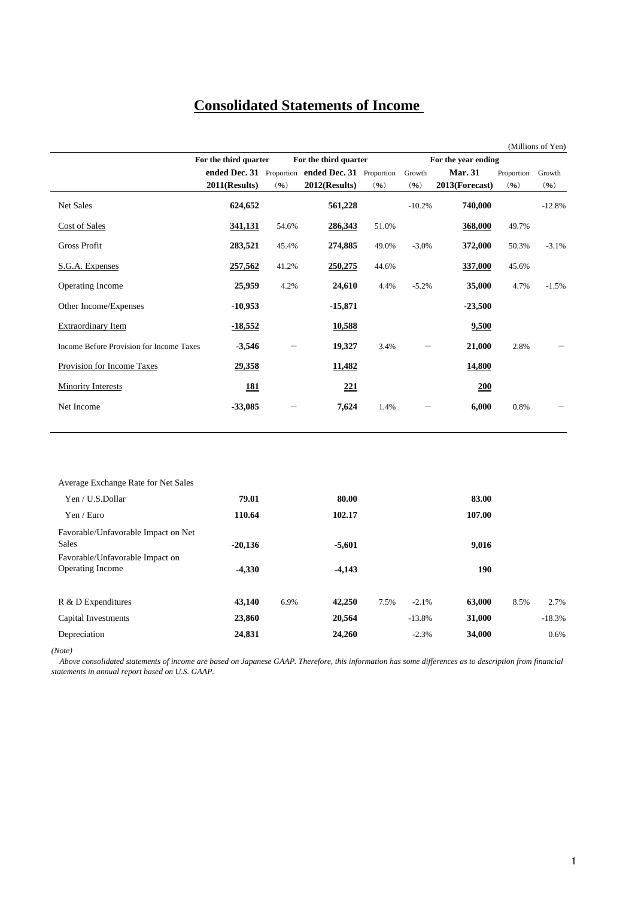# Consolidated Statements of Income

(Millions of Yen)

| | For the third quarter ended Dec. 31 2011(Results) | Proportion (%) | For the third quarter ended Dec. 31 2012(Results) | Proportion (%) | Growth (%) | For the year ending Mar. 31 2013(Forecast) | Proportion (%) | Growth (%) |
|---|---|---|---|---|---|---|---|---|
| Net Sales | 624,652 | | 561,228 | | -10.2% | 740,000 | | -12.8% |
| Cost of Sales | 341,131 | 54.6% | 286,343 | 51.0% | | 368,000 | 49.7% | |
| Gross Profit | 283,521 | 45.4% | 274,885 | 49.0% | -3.0% | 372,000 | 50.3% | -3.1% |
| S.G.A. Expenses | 257,562 | 41.2% | 250,275 | 44.6% | | 337,000 | 45.6% | |
| Operating Income | 25,959 | 4.2% | 24,610 | 4.4% | -5.2% | 35,000 | 4.7% | -1.5% |
| Other Income/Expenses | -10,953 | | -15,871 | | | -23,500 | | |
| Extraordinary Item | -18,552 | | 10,588 | | | 9,500 | | |
| Income Before Provision for Income Taxes | -3,546 | — | 19,327 | 3.4% | — | 21,000 | 2.8% | — |
| Provision for Income Taxes | 29,358 | | 11,482 | | | 14,800 | | |
| Minority Interests | 181 | | 221 | | | 200 | | |
| Net Income | -33,085 | — | 7,624 | 1.4% | — | 6,000 | 0.8% | — |

| | For the third quarter ended Dec. 31 2011(Results) | Proportion (%) | For the third quarter ended Dec. 31 2012(Results) | Proportion (%) | Growth (%) | For the year ending Mar. 31 2013(Forecast) | Proportion (%) | Growth (%) |
|---|---|---|---|---|---|---|---|---|
| Average Exchange Rate for Net Sales | | | | | | | | |
| Yen / U.S.Dollar | 79.01 | | 80.00 | | | 83.00 | | |
| Yen / Euro | 110.64 | | 102.17 | | | 107.00 | | |
| Favorable/Unfavorable Impact on Net Sales | -20,136 | | -5,601 | | | 9,016 | | |
| Favorable/Unfavorable Impact on Operating Income | -4,330 | | -4,143 | | | 190 | | |
| R & D Expenditures | 43,140 | 6.9% | 42,250 | 7.5% | -2.1% | 63,000 | 8.5% | 2.7% |
| Capital Investments | 23,860 | | 20,564 | | -13.8% | 31,000 | | -18.3% |
| Depreciation | 24,831 | | 24,260 | | -2.3% | 34,000 | | 0.6% |

*(Note)*

*Above consolidated statements of income are based on Japanese GAAP. Therefore, this information has some differences as to description from financial statements in annual report based on U.S. GAAP.*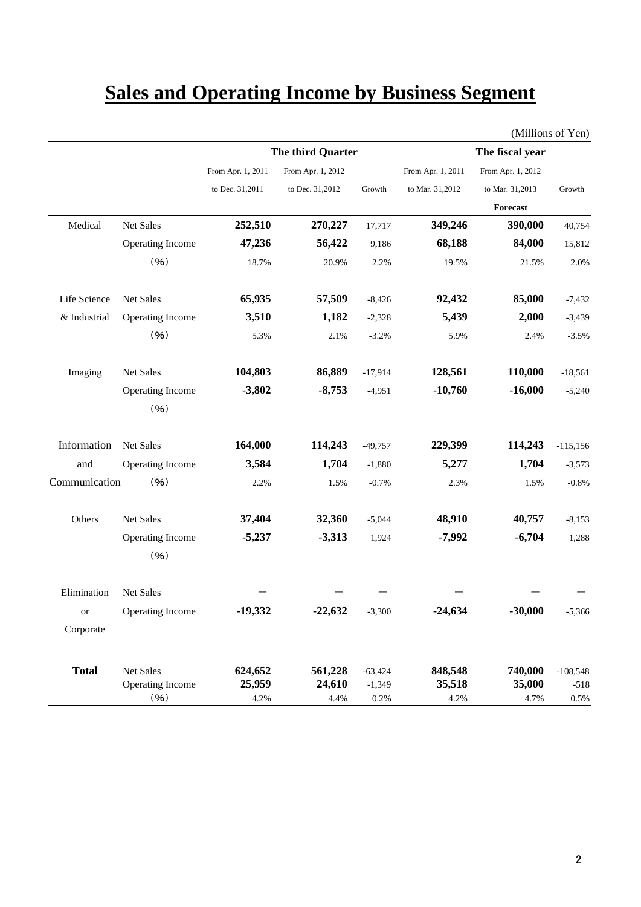# Sales and Operating Income by Business Segment

(Millions of Yen)

| | | The third Quarter | | | The fiscal year | | |
|---|---|---|---|---|---|---|---|
| | | From Apr. 1, 2011 to Dec. 31,2011 | From Apr. 1, 2012 to Dec. 31,2012 | Growth | From Apr. 1, 2011 to Mar. 31,2012 | From Apr. 1, 2012 to Mar. 31,2013 **Forecast** | Growth |
| Medical | Net Sales | **252,510** | **270,227** | 17,717 | **349,246** | **390,000** | 40,754 |
| | Operating Income | **47,236** | **56,422** | 9,186 | **68,188** | **84,000** | 15,812 |
| | (%) | 18.7% | 20.9% | 2.2% | 19.5% | 21.5% | 2.0% |
| Life Science & Industrial | Net Sales | **65,935** | **57,509** | -8,426 | **92,432** | **85,000** | -7,432 |
| | Operating Income | **3,510** | **1,182** | -2,328 | **5,439** | **2,000** | -3,439 |
| | (%) | 5.3% | 2.1% | -3.2% | 5.9% | 2.4% | -3.5% |
| Imaging | Net Sales | **104,803** | **86,889** | -17,914 | **128,561** | **110,000** | -18,561 |
| | Operating Income | **-3,802** | **-8,753** | -4,951 | **-10,760** | **-16,000** | -5,240 |
| | (%) | – | – | – | – | – | – |
| Information and Communication | Net Sales | **164,000** | **114,243** | -49,757 | **229,399** | **114,243** | -115,156 |
| | Operating Income | **3,584** | **1,704** | -1,880 | **5,277** | **1,704** | -3,573 |
| | (%) | 2.2% | 1.5% | -0.7% | 2.3% | 1.5% | -0.8% |
| Others | Net Sales | **37,404** | **32,360** | -5,044 | **48,910** | **40,757** | -8,153 |
| | Operating Income | **-5,237** | **-3,313** | 1,924 | **-7,992** | **-6,704** | 1,288 |
| | (%) | – | – | – | – | – | – |
| Elimination or Corporate | Net Sales | **—** | **—** | — | **—** | **—** | — |
| | Operating Income | **-19,332** | **-22,632** | -3,300 | **-24,634** | **-30,000** | -5,366 |
| **Total** | Net Sales | **624,652** | **561,228** | -63,424 | **848,548** | **740,000** | -108,548 |
| | Operating Income | **25,959** | **24,610** | -1,349 | **35,518** | **35,000** | -518 |
| | (%) | 4.2% | 4.4% | 0.2% | 4.2% | 4.7% | 0.5% |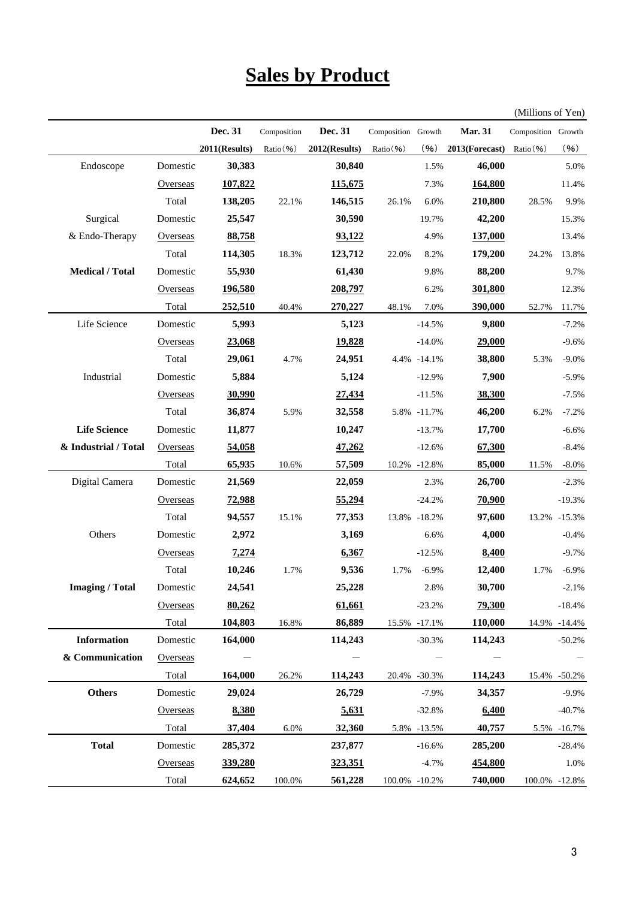# Sales by Product

(Millions of Yen)

| | | Dec. 31 2011(Results) | Composition Ratio(%) | Dec. 31 2012(Results) | Composition Ratio(%) | Growth (%) | Mar. 31 2013(Forecast) | Composition Ratio(%) | Growth (%) |
|---|---|---|---|---|---|---|---|---|---|
| Endoscope | Domestic | **30,383** | | **30,840** | | 1.5% | **46,000** | | 5.0% |
| | Overseas | **107,822** | | **115,675** | | 7.3% | **164,800** | | 11.4% |
| | Total | **138,205** | 22.1% | **146,515** | 26.1% | 6.0% | **210,800** | 28.5% | 9.9% |
| Surgical & Endo-Therapy | Domestic | **25,547** | | **30,590** | | 19.7% | **42,200** | | 15.3% |
| | Overseas | **88,758** | | **93,122** | | 4.9% | **137,000** | | 13.4% |
| | Total | **114,305** | 18.3% | **123,712** | 22.0% | 8.2% | **179,200** | 24.2% | 13.8% |
| **Medical / Total** | Domestic | **55,930** | | **61,430** | | 9.8% | **88,200** | | 9.7% |
| | Overseas | **196,580** | | **208,797** | | 6.2% | **301,800** | | 12.3% |
| | Total | **252,510** | 40.4% | **270,227** | 48.1% | 7.0% | **390,000** | 52.7% | 11.7% |
| Life Science | Domestic | **5,993** | | **5,123** | | -14.5% | **9,800** | | -7.2% |
| | Overseas | **23,068** | | **19,828** | | -14.0% | **29,000** | | -9.6% |
| | Total | **29,061** | 4.7% | **24,951** | 4.4% | -14.1% | **38,800** | 5.3% | -9.0% |
| Industrial | Domestic | **5,884** | | **5,124** | | -12.9% | **7,900** | | -5.9% |
| | Overseas | **30,990** | | **27,434** | | -11.5% | **38,300** | | -7.5% |
| | Total | **36,874** | 5.9% | **32,558** | 5.8% | -11.7% | **46,200** | 6.2% | -7.2% |
| **Life Science & Industrial / Total** | Domestic | **11,877** | | **10,247** | | -13.7% | **17,700** | | -6.6% |
| | Overseas | **54,058** | | **47,262** | | -12.6% | **67,300** | | -8.4% |
| | Total | **65,935** | 10.6% | **57,509** | 10.2% | -12.8% | **85,000** | 11.5% | -8.0% |
| Digital Camera | Domestic | **21,569** | | **22,059** | | 2.3% | **26,700** | | -2.3% |
| | Overseas | **72,988** | | **55,294** | | -24.2% | **70,900** | | -19.3% |
| | Total | **94,557** | 15.1% | **77,353** | 13.8% | -18.2% | **97,600** | 13.2% | -15.3% |
| Others | Domestic | **2,972** | | **3,169** | | 6.6% | **4,000** | | -0.4% |
| | Overseas | **7,274** | | **6,367** | | -12.5% | **8,400** | | -9.7% |
| | Total | **10,246** | 1.7% | **9,536** | 1.7% | -6.9% | **12,400** | 1.7% | -6.9% |
| **Imaging / Total** | Domestic | **24,541** | | **25,228** | | 2.8% | **30,700** | | -2.1% |
| | Overseas | **80,262** | | **61,661** | | -23.2% | **79,300** | | -18.4% |
| | Total | **104,803** | 16.8% | **86,889** | 15.5% | -17.1% | **110,000** | 14.9% | -14.4% |
| **Information & Communication** | Domestic | **164,000** | | **114,243** | | -30.3% | **114,243** | | -50.2% |
| | Overseas | — | | — | | — | — | | — |
| | Total | **164,000** | 26.2% | **114,243** | 20.4% | -30.3% | **114,243** | 15.4% | -50.2% |
| **Others** | Domestic | **29,024** | | **26,729** | | -7.9% | **34,357** | | -9.9% |
| | Overseas | **8,380** | | **5,631** | | -32.8% | **6,400** | | -40.7% |
| | Total | **37,404** | 6.0% | **32,360** | 5.8% | -13.5% | **40,757** | 5.5% | -16.7% |
| **Total** | Domestic | **285,372** | | **237,877** | | -16.6% | **285,200** | | -28.4% |
| | Overseas | **339,280** | | **323,351** | | -4.7% | **454,800** | | 1.0% |
| | Total | **624,652** | 100.0% | **561,228** | 100.0% | -10.2% | **740,000** | 100.0% | -12.8% |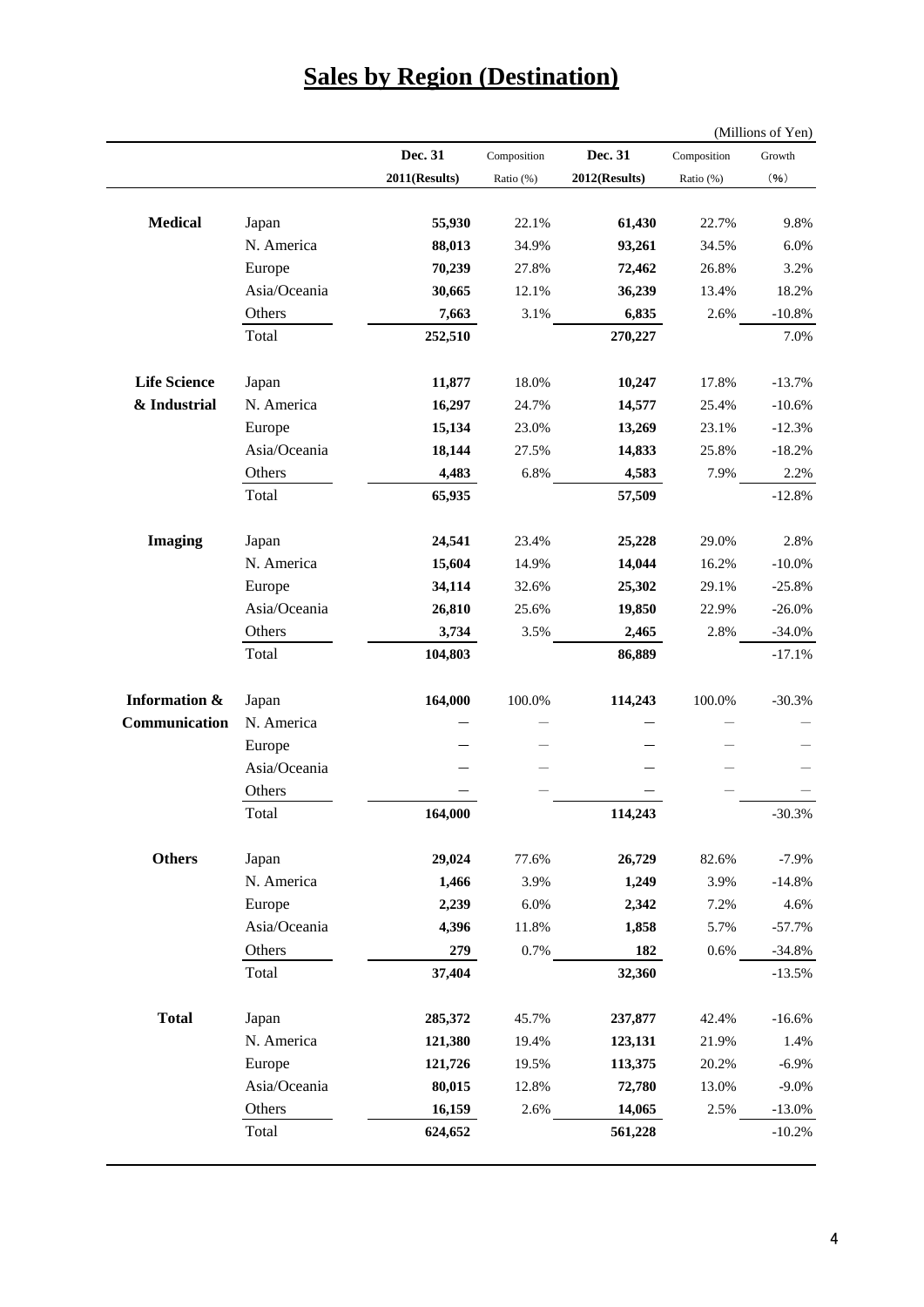# Sales by Region (Destination)

(Millions of Yen)

| | | Dec. 31 2011(Results) | Composition Ratio (%) | Dec. 31 2012(Results) | Composition Ratio (%) | Growth (%) |
|---|---|---|---|---|---|---|
| **Medical** | Japan | **55,930** | 22.1% | **61,430** | 22.7% | 9.8% |
| | N. America | **88,013** | 34.9% | **93,261** | 34.5% | 6.0% |
| | Europe | **70,239** | 27.8% | **72,462** | 26.8% | 3.2% |
| | Asia/Oceania | **30,665** | 12.1% | **36,239** | 13.4% | 18.2% |
| | Others | **7,663** | 3.1% | **6,835** | 2.6% | -10.8% |
| | Total | **252,510** | | **270,227** | | 7.0% |
| **Life Science & Industrial** | Japan | **11,877** | 18.0% | **10,247** | 17.8% | -13.7% |
| | N. America | **16,297** | 24.7% | **14,577** | 25.4% | -10.6% |
| | Europe | **15,134** | 23.0% | **13,269** | 23.1% | -12.3% |
| | Asia/Oceania | **18,144** | 27.5% | **14,833** | 25.8% | -18.2% |
| | Others | **4,483** | 6.8% | **4,583** | 7.9% | 2.2% |
| | Total | **65,935** | | **57,509** | | -12.8% |
| **Imaging** | Japan | **24,541** | 23.4% | **25,228** | 29.0% | 2.8% |
| | N. America | **15,604** | 14.9% | **14,044** | 16.2% | -10.0% |
| | Europe | **34,114** | 32.6% | **25,302** | 29.1% | -25.8% |
| | Asia/Oceania | **26,810** | 25.6% | **19,850** | 22.9% | -26.0% |
| | Others | **3,734** | 3.5% | **2,465** | 2.8% | -34.0% |
| | Total | **104,803** | | **86,889** | | -17.1% |
| **Information & Communication** | Japan | **164,000** | 100.0% | **114,243** | 100.0% | -30.3% |
| | N. America | **—** | — | **—** | — | — |
| | Europe | **—** | — | **—** | — | — |
| | Asia/Oceania | **—** | — | **—** | — | — |
| | Others | **—** | — | **—** | — | — |
| | Total | **164,000** | | **114,243** | | -30.3% |
| **Others** | Japan | **29,024** | 77.6% | **26,729** | 82.6% | -7.9% |
| | N. America | **1,466** | 3.9% | **1,249** | 3.9% | -14.8% |
| | Europe | **2,239** | 6.0% | **2,342** | 7.2% | 4.6% |
| | Asia/Oceania | **4,396** | 11.8% | **1,858** | 5.7% | -57.7% |
| | Others | **279** | 0.7% | **182** | 0.6% | -34.8% |
| | Total | **37,404** | | **32,360** | | -13.5% |
| **Total** | Japan | **285,372** | 45.7% | **237,877** | 42.4% | -16.6% |
| | N. America | **121,380** | 19.4% | **123,131** | 21.9% | 1.4% |
| | Europe | **121,726** | 19.5% | **113,375** | 20.2% | -6.9% |
| | Asia/Oceania | **80,015** | 12.8% | **72,780** | 13.0% | -9.0% |
| | Others | **16,159** | 2.6% | **14,065** | 2.5% | -13.0% |
| | Total | **624,652** | | **561,228** | | -10.2% |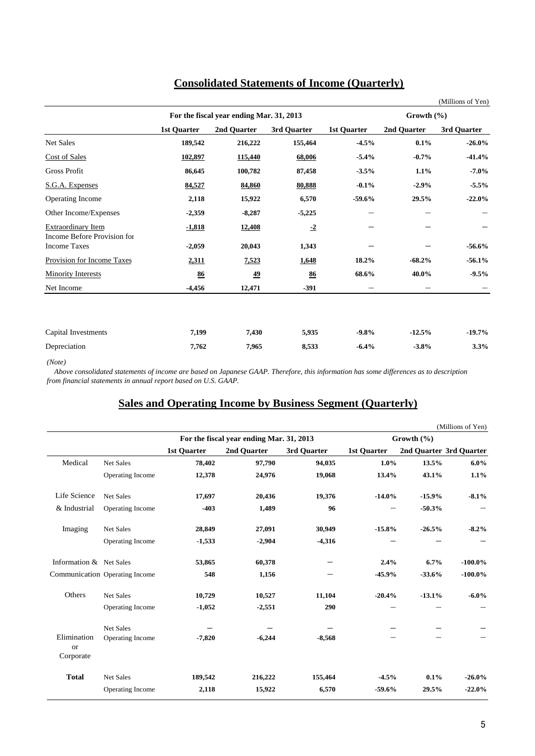# Consolidated Statements of Income (Quarterly)

(Millions of Yen)

| | For the fiscal year ending Mar. 31, 2013 | | | Growth (%) | | |
|---|---|---|---|---|---|---|
| | 1st Quarter | 2nd Quarter | 3rd Quarter | 1st Quarter | 2nd Quarter | 3rd Quarter |
| Net Sales | 189,542 | 216,222 | 155,464 | -4.5% | 0.1% | -26.0% |
| Cost of Sales | 102,897 | 115,440 | 68,006 | -5.4% | -0.7% | -41.4% |
| Gross Profit | 86,645 | 100,782 | 87,458 | -3.5% | 1.1% | -7.0% |
| S.G.A. Expenses | 84,527 | 84,860 | 80,888 | -0.1% | -2.9% | -5.5% |
| Operating Income | 2,118 | 15,922 | 6,570 | -59.6% | 29.5% | -22.0% |
| Other Income/Expenses | -2,359 | -8,287 | -5,225 | － | － | － |
| Extraordinary Item | -1,818 | 12,408 | -2 | － | － | － |
| Income Before Provision for Income Taxes | -2,059 | 20,043 | 1,343 | － | － | -56.6% |
| Provision for Income Taxes | 2,311 | 7,523 | 1,648 | 18.2% | -68.2% | -56.1% |
| Minority Interests | 86 | 49 | 86 | 68.6% | 40.0% | -9.5% |
| Net Income | -4,456 | 12,471 | -391 | － | － | － |
| | | | | | | |
| Capital Investments | 7,199 | 7,430 | 5,935 | -9.8% | -12.5% | -19.7% |
| Depreciation | 7,762 | 7,965 | 8,533 | -6.4% | -3.8% | 3.3% |

*(Note)*

*Above consolidated statements of income are based on Japanese GAAP. Therefore, this information has some differences as to description from financial statements in annual report based on U.S. GAAP.*

# Sales and Operating Income by Business Segment (Quarterly)

(Millions of Yen)

| | | For the fiscal year ending Mar. 31, 2013 | | | Growth (%) | | |
|---|---|---|---|---|---|---|---|
| | | 1st Quarter | 2nd Quarter | 3rd Quarter | 1st Quarter | 2nd Quarter | 3rd Quarter |
| Medical | Net Sales | 78,402 | 97,790 | 94,035 | 1.0% | 13.5% | 6.0% |
| | Operating Income | 12,378 | 24,976 | 19,068 | 13.4% | 43.1% | 1.1% |
| Life Science & Industrial | Net Sales | 17,697 | 20,436 | 19,376 | -14.0% | -15.9% | -8.1% |
| | Operating Income | -403 | 1,489 | 96 | － | -50.3% | － |
| Imaging | Net Sales | 28,849 | 27,091 | 30,949 | -15.8% | -26.5% | -8.2% |
| | Operating Income | -1,533 | -2,904 | -4,316 | － | － | － |
| Information & Communication | Net Sales | 53,865 | 60,378 | － | 2.4% | 6.7% | -100.0% |
| | Operating Income | 548 | 1,156 | － | -45.9% | -33.6% | -100.0% |
| Others | Net Sales | 10,729 | 10,527 | 11,104 | -20.4% | -13.1% | -6.0% |
| | Operating Income | -1,052 | -2,551 | 290 | － | － | － |
| Elimination or Corporate | Net Sales | － | － | － | － | － | － |
| | Operating Income | -7,820 | -6,244 | -8,568 | － | － | － |
| **Total** | Net Sales | 189,542 | 216,222 | 155,464 | -4.5% | 0.1% | -26.0% |
| | Operating Income | 2,118 | 15,922 | 6,570 | -59.6% | 29.5% | -22.0% |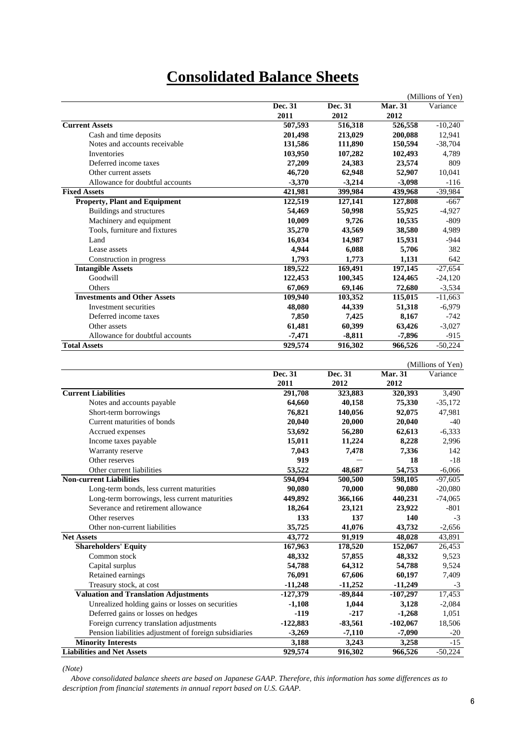# Consolidated Balance Sheets

(Millions of Yen)

| | Dec. 31 2011 | Dec. 31 2012 | Mar. 31 2012 | Variance |
|---|---|---|---|---|
| **Current Assets** | **507,593** | **516,318** | **526,558** | -10,240 |
| Cash and time deposits | **201,498** | **213,029** | **200,088** | 12,941 |
| Notes and accounts receivable | **131,586** | **111,890** | **150,594** | -38,704 |
| Inventories | **103,950** | **107,282** | **102,493** | 4,789 |
| Deferred income taxes | **27,209** | **24,383** | **23,574** | 809 |
| Other current assets | **46,720** | **62,948** | **52,907** | 10,041 |
| Allowance for doubtful accounts | **-3,370** | **-3,214** | **-3,098** | -116 |
| **Fixed Assets** | **421,981** | **399,984** | **439,968** | -39,984 |
| **Property, Plant and Equipment** | **122,519** | **127,141** | **127,808** | -667 |
| Buildings and structures | **54,469** | **50,998** | **55,925** | -4,927 |
| Machinery and equipment | **10,009** | **9,726** | **10,535** | -809 |
| Tools, furniture and fixtures | **35,270** | **43,569** | **38,580** | 4,989 |
| Land | **16,034** | **14,987** | **15,931** | -944 |
| Lease assets | **4,944** | **6,088** | **5,706** | 382 |
| Construction in progress | **1,793** | **1,773** | **1,131** | 642 |
| **Intangible Assets** | **189,522** | **169,491** | **197,145** | -27,654 |
| Goodwill | **122,453** | **100,345** | **124,465** | -24,120 |
| Others | **67,069** | **69,146** | **72,680** | -3,534 |
| **Investments and Other Assets** | **109,940** | **103,352** | **115,015** | -11,663 |
| Investment securities | **48,080** | **44,339** | **51,318** | -6,979 |
| Deferred income taxes | **7,850** | **7,425** | **8,167** | -742 |
| Other assets | **61,481** | **60,399** | **63,426** | -3,027 |
| Allowance for doubtful accounts | **-7,471** | **-8,811** | **-7,896** | -915 |
| **Total Assets** | **929,574** | **916,302** | **966,526** | -50,224 |

(Millions of Yen)

| | Dec. 31 2011 | Dec. 31 2012 | Mar. 31 2012 | Variance |
|---|---|---|---|---|
| **Current Liabilities** | **291,708** | **323,883** | **320,393** | 3,490 |
| Notes and accounts payable | **64,660** | **40,158** | **75,330** | -35,172 |
| Short-term borrowings | **76,821** | **140,056** | **92,075** | 47,981 |
| Current maturities of bonds | **20,040** | **20,000** | **20,040** | -40 |
| Accrued expenses | **53,692** | **56,280** | **62,613** | -6,333 |
| Income taxes payable | **15,011** | **11,224** | **8,228** | 2,996 |
| Warranty reserve | **7,043** | **7,478** | **7,336** | 142 |
| Other reserves | **919** | ― | **18** | -18 |
| Other current liabilities | **53,522** | **48,687** | **54,753** | -6,066 |
| **Non-current Liabilities** | **594,094** | **500,500** | **598,105** | -97,605 |
| Long-term bonds, less current maturities | **90,080** | **70,000** | **90,080** | -20,080 |
| Long-term borrowings, less current maturities | **449,892** | **366,166** | **440,231** | -74,065 |
| Severance and retirement allowance | **18,264** | **23,121** | **23,922** | -801 |
| Other reserves | **133** | **137** | **140** | -3 |
| Other non-current liabilities | **35,725** | **41,076** | **43,732** | -2,656 |
| **Net Assets** | **43,772** | **91,919** | **48,028** | 43,891 |
| **Shareholders' Equity** | **167,963** | **178,520** | **152,067** | 26,453 |
| Common stock | **48,332** | **57,855** | **48,332** | 9,523 |
| Capital surplus | **54,788** | **64,312** | **54,788** | 9,524 |
| Retained earnings | **76,091** | **67,606** | **60,197** | 7,409 |
| Treasury stock, at cost | **-11,248** | **-11,252** | **-11,249** | -3 |
| **Valuation and Translation Adjustments** | **-127,379** | **-89,844** | **-107,297** | 17,453 |
| Unrealized holding gains or losses on securities | **-1,108** | **1,044** | **3,128** | -2,084 |
| Deferred gains or losses on hedges | **-119** | **-217** | **-1,268** | 1,051 |
| Foreign currency translation adjustments | **-122,883** | **-83,561** | **-102,067** | 18,506 |
| Pension liabilities adjustment of foreign subsidiaries | **-3,269** | **-7,110** | **-7,090** | -20 |
| **Minority Interests** | **3,188** | **3,243** | **3,258** | -15 |
| **Liabilities and Net Assets** | **929,574** | **916,302** | **966,526** | -50,224 |

*(Note)*

*Above consolidated balance sheets are based on Japanese GAAP. Therefore, this information has some differences as to description from financial statements in annual report based on U.S. GAAP.*